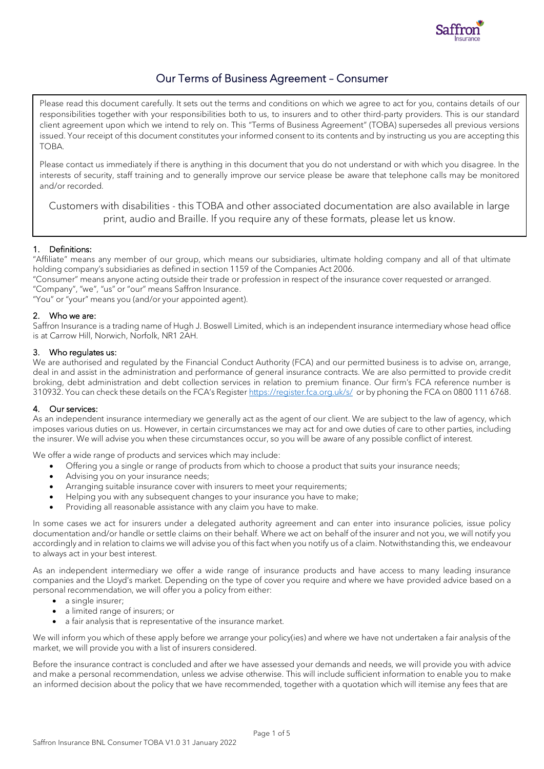# Our Terms of Business Agreement – Consumer

Please read this document carefully. It sets out the terms and conditions on which we agree to act for you, contains details of our responsibilities together with your responsibilities both to us, to insurers and to other third-party providers. This is our standard client agreement upon which we intend to rely on. This "Terms of Business Agreement" (TOBA) supersedes all previous versions issued. Your receipt of this document constitutes your informed consent to its contents and by instructing us you are accepting this TOBA.

Please contact us immediately if there is anything in this document that you do not understand or with which you disagree. In the interests of security, staff training and to generally improve our service please be aware that telephone calls may be monitored and/or recorded.

Customers with disabilities - this TOBA and other associated documentation are also available in large print, audio and Braille. If you require any of these formats, please let us know.

## 1. Definitions:

"Affiliate" means any member of our group, which means our subsidiaries, ultimate holding company and all of that ultimate holding company's subsidiaries as defined in section 1159 of the Companies Act 2006.

"Consumer" means anyone acting outside their trade or profession in respect of the insurance cover requested or arranged.

"Company", "we", "us" or "our" means Saffron Insurance.

"You" or "your" means you (and/or your appointed agent).

## 2. Who we are:

Saffron Insurance is a trading name of Hugh J. Boswell Limited, which is an independent insurance intermediary whose head office is at Carrow Hill, Norwich, Norfolk, NR1 2AH.

## 3. Who regulates us:

We are authorised and regulated by the Financial Conduct Authority (FCA) and our permitted business is to advise on, arrange, deal in and assist in the administration and performance of general insurance contracts. We are also permitted to provide credit broking, debt administration and debt collection services in relation to premium finance. Our firm's FCA reference number is 310932. You can check these details on the FCA's Register https://register.fca.org.uk/s/ or by phoning the FCA on 0800 111 6768.

## 4. Our services:

As an independent insurance intermediary we generally act as the agent of our client. We are subject to the law of agency, which imposes various duties on us. However, in certain circumstances we may act for and owe duties of care to other parties, including the insurer. We will advise you when these circumstances occur, so you will be aware of any possible conflict of interest.

We offer a wide range of products and services which may include:

- Offering you a single or range of products from which to choose a product that suits your insurance needs;
- Advising you on your insurance needs;
- Arranging suitable insurance cover with insurers to meet your requirements;
- Helping you with any subsequent changes to your insurance you have to make;
- Providing all reasonable assistance with any claim you have to make.

In some cases we act for insurers under a delegated authority agreement and can enter into insurance policies, issue policy documentation and/or handle or settle claims on their behalf. Where we act on behalf of the insurer and not you, we will notify you accordingly and in relation to claims we will advise you of this fact when you notify us of a claim. Notwithstanding this, we endeavour to always act in your best interest.

As an independent intermediary we offer a wide range of insurance products and have access to many leading insurance companies and the Lloyd's market. Depending on the type of cover you require and where we have provided advice based on a personal recommendation, we will offer you a policy from either:

- a single insurer;
- a limited range of insurers; or
- a fair analysis that is representative of the insurance market.

We will inform you which of these apply before we arrange your policy(ies) and where we have not undertaken a fair analysis of the market, we will provide you with a list of insurers considered.

Before the insurance contract is concluded and after we have assessed your demands and needs, we will provide you with advice and make a personal recommendation, unless we advise otherwise. This will include sufficient information to enable you to make an informed decision about the policy that we have recommended, together with a quotation which will itemise any fees that are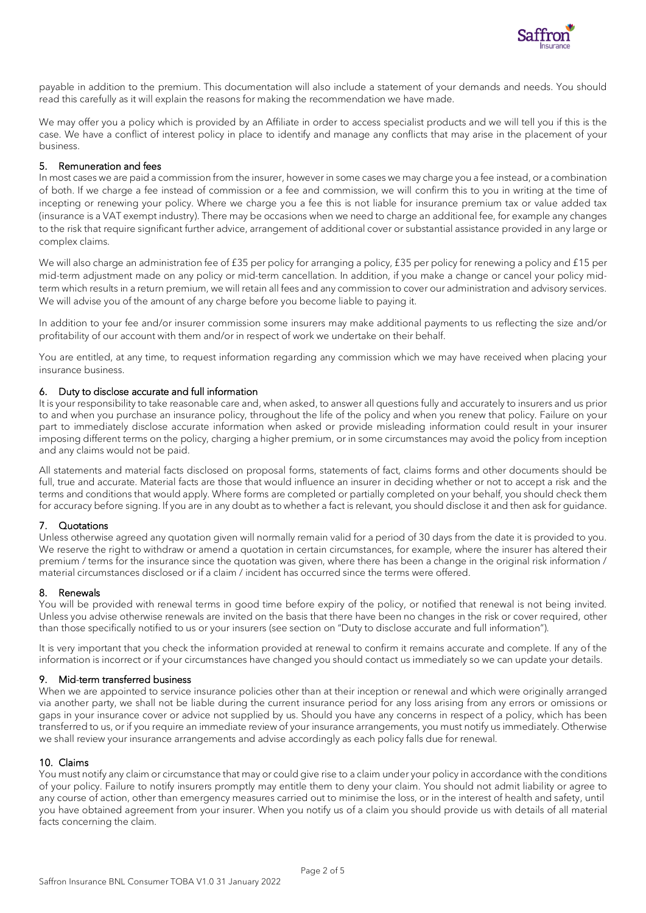payable in addition to the premium. This documentation will also include a statement of your demands and needs. You should read this carefully as it will explain the reasons for making the recommendation we have made.

We may offer you a policy which is provided by an Affiliate in order to access specialist products and we will tell you if this is the case. We have a conflict of interest policy in place to identify and manage any conflicts that may arise in the placement of your business.

## 5. Remuneration and fees

In most cases we are paid a commission from the insurer, however in some cases we may charge you a fee instead, or a combination of both. If we charge a fee instead of commission or a fee and commission, we will confirm this to you in writing at the time of incepting or renewing your policy. Where we charge you a fee this is not liable for insurance premium tax or value added tax (insurance is a VAT exempt industry). There may be occasions when we need to charge an additional fee, for example any changes to the risk that require significant further advice, arrangement of additional cover or substantial assistance provided in any large or complex claims.

We will also charge an administration fee of £35 per policy for arranging a policy, £35 per policy for renewing a policy and £15 per mid-term adjustment made on any policy or mid-term cancellation. In addition, if you make a change or cancel your policy mid-term which results in a return premium, we will retain all fees and any commission to cover our administration and advisory services. We will advise you of the amount of any charge before you become liable to paying it.

In addition to your fee and/or insurer commission some insurers may make additional payments to us reflecting the size and/or profitability of our account with them and/or in respect of work we undertake on their behalf.

You are entitled, at any time, to request information regarding any commission which we may have received when placing your insurance business.

## 6. Duty to disclose accurate and full information

It is your responsibility to take reasonable care and, when asked, to answer all questions fully and accurately to insurers and us prior to and when you purchase an insurance policy, throughout the life of the policy and when you renew that policy. Failure on your part to immediately disclose accurate information when asked or provide misleading information could result in your insurer imposing different terms on the policy, charging a higher premium, or in some circumstances may avoid the policy from inception and any claims would not be paid.

All statements and material facts disclosed on proposal forms, statements of fact, claims forms and other documents should be full, true and accurate. Material facts are those that would influence an insurer in deciding whether or not to accept a risk and the terms and conditions that would apply. Where forms are completed or partially completed on your behalf, you should check them for accuracy before signing. If you are in any doubt as to whether a fact is relevant, you should disclose it and then ask for guidance.

## 7. Quotations

Unless otherwise agreed any quotation given will normally remain valid for a period of 30 days from the date it is provided to you. We reserve the right to withdraw or amend a quotation in certain circumstances, for example, where the insurer has altered their premium / terms for the insurance since the quotation was given, where there has been a change in the original risk information / material circumstances disclosed or if a claim / incident has occurred since the terms were offered.

## 8. Renewals

You will be provided with renewal terms in good time before expiry of the policy, or notified that renewal is not being invited. Unless you advise otherwise renewals are invited on the basis that there have been no changes in the risk or cover required, other than those specifically notified to us or your insurers (see section on "Duty to disclose accurate and full information").

It is very important that you check the information provided at renewal to confirm it remains accurate and complete. If any of the information is incorrect or if your circumstances have changed you should contact us immediately so we can update your details.

## 9. Mid-term transferred business

When we are appointed to service insurance policies other than at their inception or renewal and which were originally arranged via another party, we shall not be liable during the current insurance period for any loss arising from any errors or omissions or gaps in your insurance cover or advice not supplied by us. Should you have any concerns in respect of a policy, which has been transferred to us, or if you require an immediate review of your insurance arrangements, you must notify us immediately. Otherwise we shall review your insurance arrangements and advise accordingly as each policy falls due for renewal.

## 10. Claims

You must notify any claim or circumstance that may or could give rise to a claim under your policy in accordance with the conditions of your policy. Failure to notify insurers promptly may entitle them to deny your claim. You should not admit liability or agree to any course of action, other than emergency measures carried out to minimise the loss, or in the interest of health and safety, until you have obtained agreement from your insurer. When you notify us of a claim you should provide us with details of all material facts concerning the claim.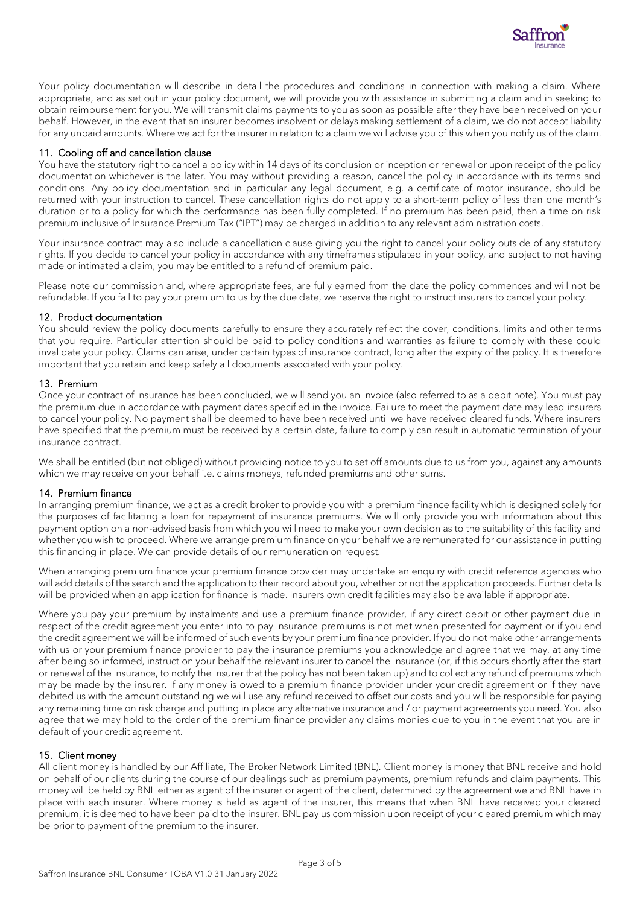Your policy documentation will describe in detail the procedures and conditions in connection with making a claim. Where appropriate, and as set out in your policy document, we will provide you with assistance in submitting a claim and in seeking to obtain reimbursement for you. We will transmit claims payments to you as soon as possible after they have been received on your behalf. However, in the event that an insurer becomes insolvent or delays making settlement of a claim, we do not accept liability for any unpaid amounts. Where we act for the insurer in relation to a claim we will advise you of this when you notify us of the claim.

## 11. Cooling off and cancellation clause

You have the statutory right to cancel a policy within 14 days of its conclusion or inception or renewal or upon receipt of the policy documentation whichever is the later. You may without providing a reason, cancel the policy in accordance with its terms and conditions. Any policy documentation and in particular any legal document, e.g. a certificate of motor insurance, should be returned with your instruction to cancel. These cancellation rights do not apply to a short-term policy of less than one month's duration or to a policy for which the performance has been fully completed. If no premium has been paid, then a time on risk premium inclusive of Insurance Premium Tax ("IPT") may be charged in addition to any relevant administration costs.

Your insurance contract may also include a cancellation clause giving you the right to cancel your policy outside of any statutory rights. If you decide to cancel your policy in accordance with any timeframes stipulated in your policy, and subject to not having made or intimated a claim, you may be entitled to a refund of premium paid.

Please note our commission and, where appropriate fees, are fully earned from the date the policy commences and will not be refundable. If you fail to pay your premium to us by the due date, we reserve the right to instruct insurers to cancel your policy.

## 12. Product documentation

You should review the policy documents carefully to ensure they accurately reflect the cover, conditions, limits and other terms that you require. Particular attention should be paid to policy conditions and warranties as failure to comply with these could invalidate your policy. Claims can arise, under certain types of insurance contract, long after the expiry of the policy. It is therefore important that you retain and keep safely all documents associated with your policy.

## 13. Premium

Once your contract of insurance has been concluded, we will send you an invoice (also referred to as a debit note). You must pay the premium due in accordance with payment dates specified in the invoice. Failure to meet the payment date may lead insurers to cancel your policy. No payment shall be deemed to have been received until we have received cleared funds. Where insurers have specified that the premium must be received by a certain date, failure to comply can result in automatic termination of your insurance contract.

We shall be entitled (but not obliged) without providing notice to you to set off amounts due to us from you, against any amounts which we may receive on your behalf i.e. claims moneys, refunded premiums and other sums.

## 14. Premium finance

In arranging premium finance, we act as a credit broker to provide you with a premium finance facility which is designed solely for the purposes of facilitating a loan for repayment of insurance premiums. We will only provide you with information about this payment option on a non-advised basis from which you will need to make your own decision as to the suitability of this facility and whether you wish to proceed. Where we arrange premium finance on your behalf we are remunerated for our assistance in putting this financing in place. We can provide details of our remuneration on request.

When arranging premium finance your premium finance provider may undertake an enquiry with credit reference agencies who will add details of the search and the application to their record about you, whether or not the application proceeds. Further details will be provided when an application for finance is made. Insurers own credit facilities may also be available if appropriate.

Where you pay your premium by instalments and use a premium finance provider, if any direct debit or other payment due in respect of the credit agreement you enter into to pay insurance premiums is not met when presented for payment or if you end the credit agreement we will be informed of such events by your premium finance provider. If you do not make other arrangements with us or your premium finance provider to pay the insurance premiums you acknowledge and agree that we may, at any time after being so informed, instruct on your behalf the relevant insurer to cancel the insurance (or, if this occurs shortly after the start or renewal of the insurance, to notify the insurer that the policy has not been taken up) and to collect any refund of premiums which may be made by the insurer. If any money is owed to a premium finance provider under your credit agreement or if they have debited us with the amount outstanding we will use any refund received to offset our costs and you will be responsible for paying any remaining time on risk charge and putting in place any alternative insurance and / or payment agreements you need. You also agree that we may hold to the order of the premium finance provider any claims monies due to you in the event that you are in default of your credit agreement.

## 15. Client money

All client money is handled by our Affiliate, The Broker Network Limited (BNL). Client money is money that BNL receive and hold on behalf of our clients during the course of our dealings such as premium payments, premium refunds and claim payments. This money will be held by BNL either as agent of the insurer or agent of the client, determined by the agreement we and BNL have in place with each insurer. Where money is held as agent of the insurer, this means that when BNL have received your cleared premium, it is deemed to have been paid to the insurer. BNL pay us commission upon receipt of your cleared premium which may be prior to payment of the premium to the insurer.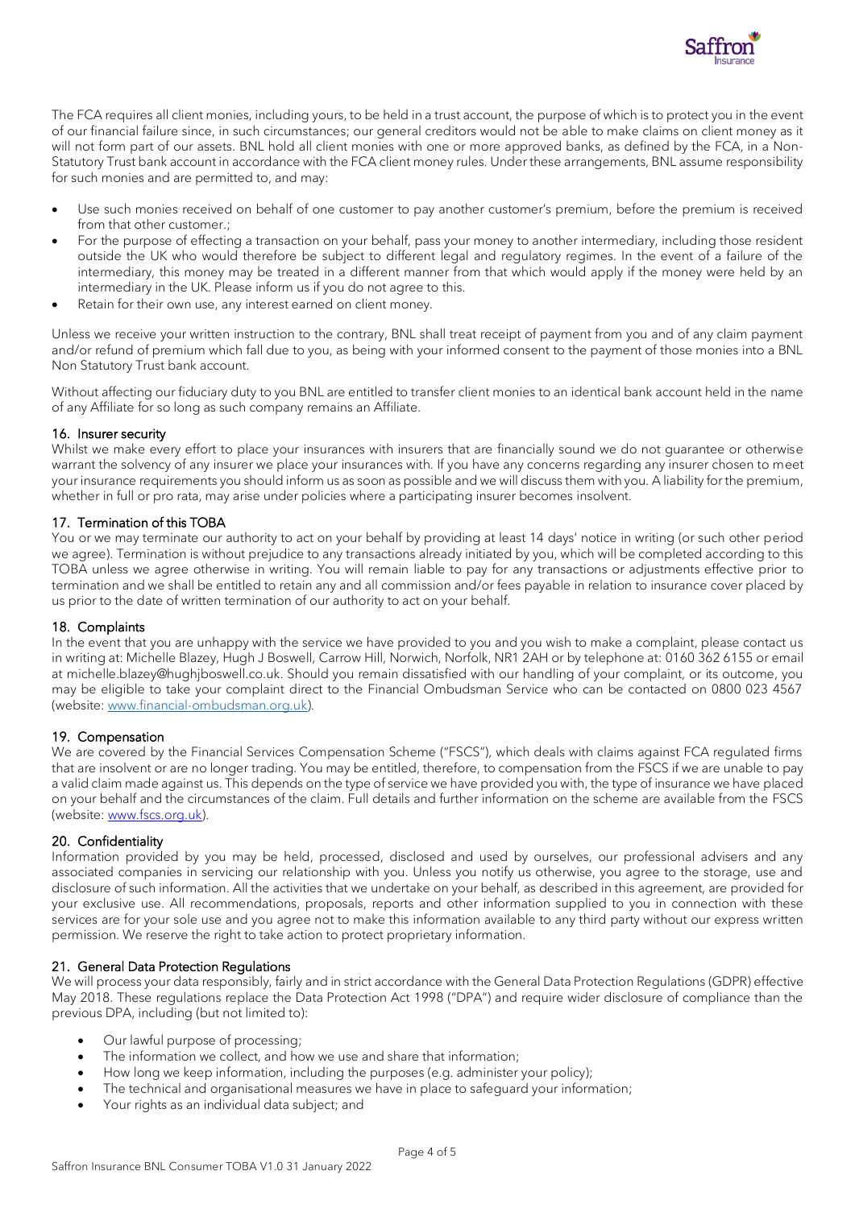The FCA requires all client monies, including yours, to be held in a trust account, the purpose of which is to protect you in the event of our financial failure since, in such circumstances; our general creditors would not be able to make claims on client money as it will not form part of our assets. BNL hold all client monies with one or more approved banks, as defined by the FCA, in a Non-Statutory Trust bank account in accordance with the FCA client money rules. Under these arrangements, BNL assume responsibility for such monies and are permitted to, and may:

- Use such monies received on behalf of one customer to pay another customer's premium, before the premium is received from that other customer.;
- For the purpose of effecting a transaction on your behalf, pass your money to another intermediary, including those resident outside the UK who would therefore be subject to different legal and regulatory regimes. In the event of a failure of the intermediary, this money may be treated in a different manner from that which would apply if the money were held by an intermediary in the UK. Please inform us if you do not agree to this.
- Retain for their own use, any interest earned on client money.

Unless we receive your written instruction to the contrary, BNL shall treat receipt of payment from you and of any claim payment and/or refund of premium which fall due to you, as being with your informed consent to the payment of those monies into a BNL Non Statutory Trust bank account.

Without affecting our fiduciary duty to you BNL are entitled to transfer client monies to an identical bank account held in the name of any Affiliate for so long as such company remains an Affiliate.

## 16. Insurer security

Whilst we make every effort to place your insurances with insurers that are financially sound we do not guarantee or otherwise warrant the solvency of any insurer we place your insurances with. If you have any concerns regarding any insurer chosen to meet your insurance requirements you should inform us as soon as possible and we will discuss them with you. A liability for the premium, whether in full or pro rata, may arise under policies where a participating insurer becomes insolvent.

## 17. Termination of this TOBA

You or we may terminate our authority to act on your behalf by providing at least 14 days' notice in writing (or such other period we agree). Termination is without prejudice to any transactions already initiated by you, which will be completed according to this TOBA unless we agree otherwise in writing. You will remain liable to pay for any transactions or adjustments effective prior to termination and we shall be entitled to retain any and all commission and/or fees payable in relation to insurance cover placed by us prior to the date of written termination of our authority to act on your behalf.

## 18. Complaints

In the event that you are unhappy with the service we have provided to you and you wish to make a complaint, please contact us in writing at: Michelle Blazey, Hugh J Boswell, Carrow Hill, Norwich, Norfolk, NR1 2AH or by telephone at: 0160 362 6155 or email at michelle.blazey@hughjboswell.co.uk. Should you remain dissatisfied with our handling of your complaint, or its outcome, you may be eligible to take your complaint direct to the Financial Ombudsman Service who can be contacted on 0800 023 4567 (website: www.financial-ombudsman.org.uk).

## 19. Compensation

We are covered by the Financial Services Compensation Scheme ("FSCS"), which deals with claims against FCA regulated firms that are insolvent or are no longer trading. You may be entitled, therefore, to compensation from the FSCS if we are unable to pay a valid claim made against us. This depends on the type of service we have provided you with, the type of insurance we have placed on your behalf and the circumstances of the claim. Full details and further information on the scheme are available from the FSCS (website: www.fscs.org.uk).

## 20. Confidentiality

Information provided by you may be held, processed, disclosed and used by ourselves, our professional advisers and any associated companies in servicing our relationship with you. Unless you notify us otherwise, you agree to the storage, use and disclosure of such information. All the activities that we undertake on your behalf, as described in this agreement, are provided for your exclusive use. All recommendations, proposals, reports and other information supplied to you in connection with these services are for your sole use and you agree not to make this information available to any third party without our express written permission. We reserve the right to take action to protect proprietary information.

## 21. General Data Protection Regulations

We will process your data responsibly, fairly and in strict accordance with the General Data Protection Regulations (GDPR) effective May 2018. These regulations replace the Data Protection Act 1998 ("DPA") and require wider disclosure of compliance than the previous DPA, including (but not limited to):

- Our lawful purpose of processing;
- The information we collect, and how we use and share that information;
- How long we keep information, including the purposes (e.g. administer your policy);
- The technical and organisational measures we have in place to safeguard your information;
- Your rights as an individual data subject; and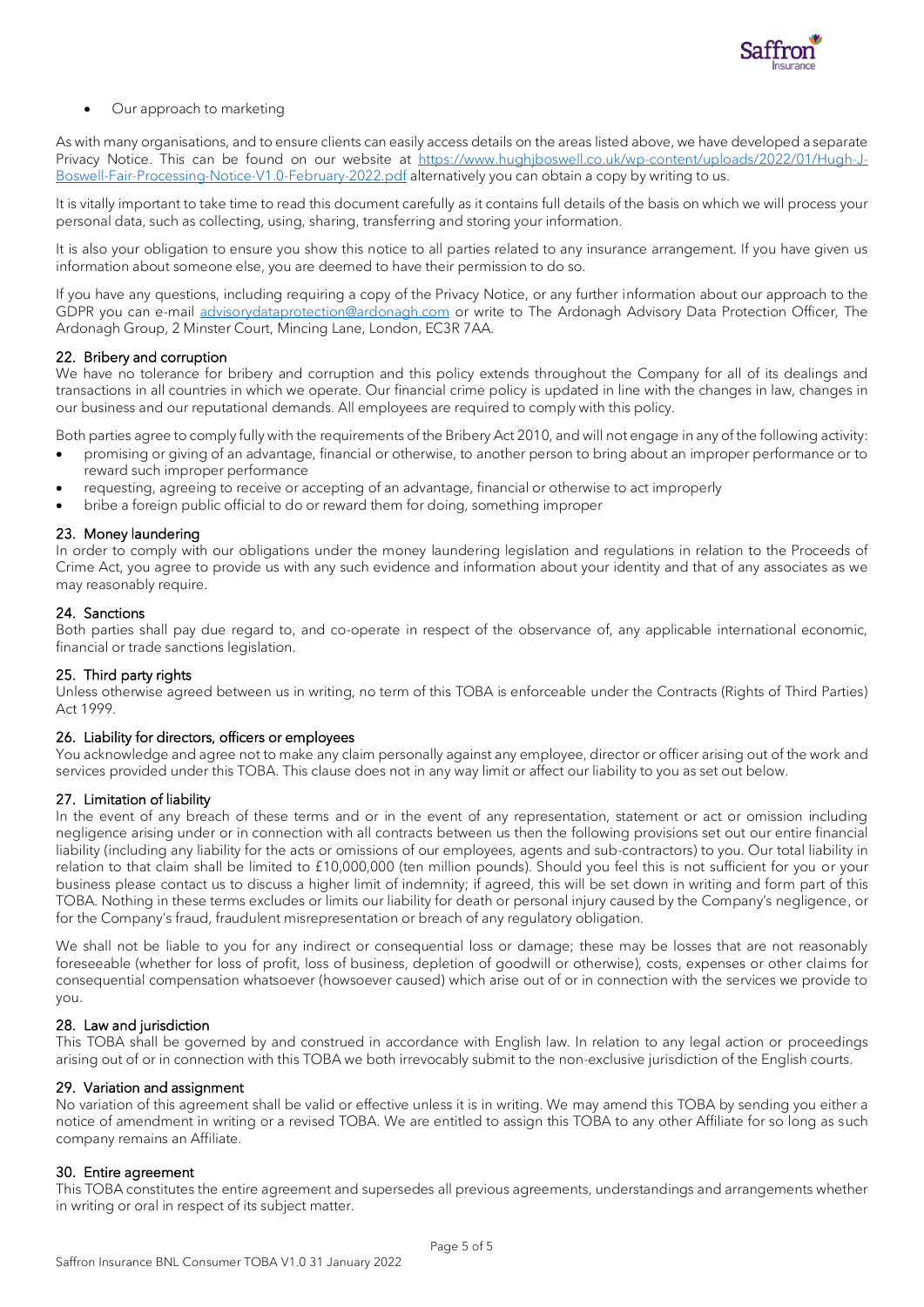- Our approach to marketing

As with many organisations, and to ensure clients can easily access details on the areas listed above, we have developed a separate Privacy Notice. This can be found on our website at https://www.hughjboswell.co.uk/wp-content/uploads/2022/01/Hugh-J-Boswell-Fair-Processing-Notice-V1.0-February-2022.pdf alternatively you can obtain a copy by writing to us.

It is vitally important to take time to read this document carefully as it contains full details of the basis on which we will process your personal data, such as collecting, using, sharing, transferring and storing your information.

It is also your obligation to ensure you show this notice to all parties related to any insurance arrangement. If you have given us information about someone else, you are deemed to have their permission to do so.

If you have any questions, including requiring a copy of the Privacy Notice, or any further information about our approach to the GDPR you can e-mail advisorydataprotection@ardonagh.com or write to The Ardonagh Advisory Data Protection Officer, The Ardonagh Group, 2 Minster Court, Mincing Lane, London, EC3R 7AA.

## 22. Bribery and corruption

We have no tolerance for bribery and corruption and this policy extends throughout the Company for all of its dealings and transactions in all countries in which we operate. Our financial crime policy is updated in line with the changes in law, changes in our business and our reputational demands. All employees are required to comply with this policy.

Both parties agree to comply fully with the requirements of the Bribery Act 2010, and will not engage in any of the following activity:

- promising or giving of an advantage, financial or otherwise, to another person to bring about an improper performance or to reward such improper performance
- requesting, agreeing to receive or accepting of an advantage, financial or otherwise to act improperly
- bribe a foreign public official to do or reward them for doing, something improper

## 23. Money laundering

In order to comply with our obligations under the money laundering legislation and regulations in relation to the Proceeds of Crime Act, you agree to provide us with any such evidence and information about your identity and that of any associates as we may reasonably require.

## 24. Sanctions

Both parties shall pay due regard to, and co-operate in respect of the observance of, any applicable international economic, financial or trade sanctions legislation.

## 25. Third party rights

Unless otherwise agreed between us in writing, no term of this TOBA is enforceable under the Contracts (Rights of Third Parties) Act 1999.

## 26. Liability for directors, officers or employees

You acknowledge and agree not to make any claim personally against any employee, director or officer arising out of the work and services provided under this TOBA. This clause does not in any way limit or affect our liability to you as set out below.

## 27. Limitation of liability

In the event of any breach of these terms and or in the event of any representation, statement or act or omission including negligence arising under or in connection with all contracts between us then the following provisions set out our entire financial liability (including any liability for the acts or omissions of our employees, agents and sub-contractors) to you. Our total liability in relation to that claim shall be limited to £10,000,000 (ten million pounds). Should you feel this is not sufficient for you or your business please contact us to discuss a higher limit of indemnity; if agreed, this will be set down in writing and form part of this TOBA. Nothing in these terms excludes or limits our liability for death or personal injury caused by the Company's negligence, or for the Company's fraud, fraudulent misrepresentation or breach of any regulatory obligation.

We shall not be liable to you for any indirect or consequential loss or damage; these may be losses that are not reasonably foreseeable (whether for loss of profit, loss of business, depletion of goodwill or otherwise), costs, expenses or other claims for consequential compensation whatsoever (howsoever caused) which arise out of or in connection with the services we provide to you.

## 28. Law and jurisdiction

This TOBA shall be governed by and construed in accordance with English law. In relation to any legal action or proceedings arising out of or in connection with this TOBA we both irrevocably submit to the non-exclusive jurisdiction of the English courts.

## 29. Variation and assignment

No variation of this agreement shall be valid or effective unless it is in writing. We may amend this TOBA by sending you either a notice of amendment in writing or a revised TOBA. We are entitled to assign this TOBA to any other Affiliate for so long as such company remains an Affiliate.

## 30. Entire agreement

This TOBA constitutes the entire agreement and supersedes all previous agreements, understandings and arrangements whether in writing or oral in respect of its subject matter.